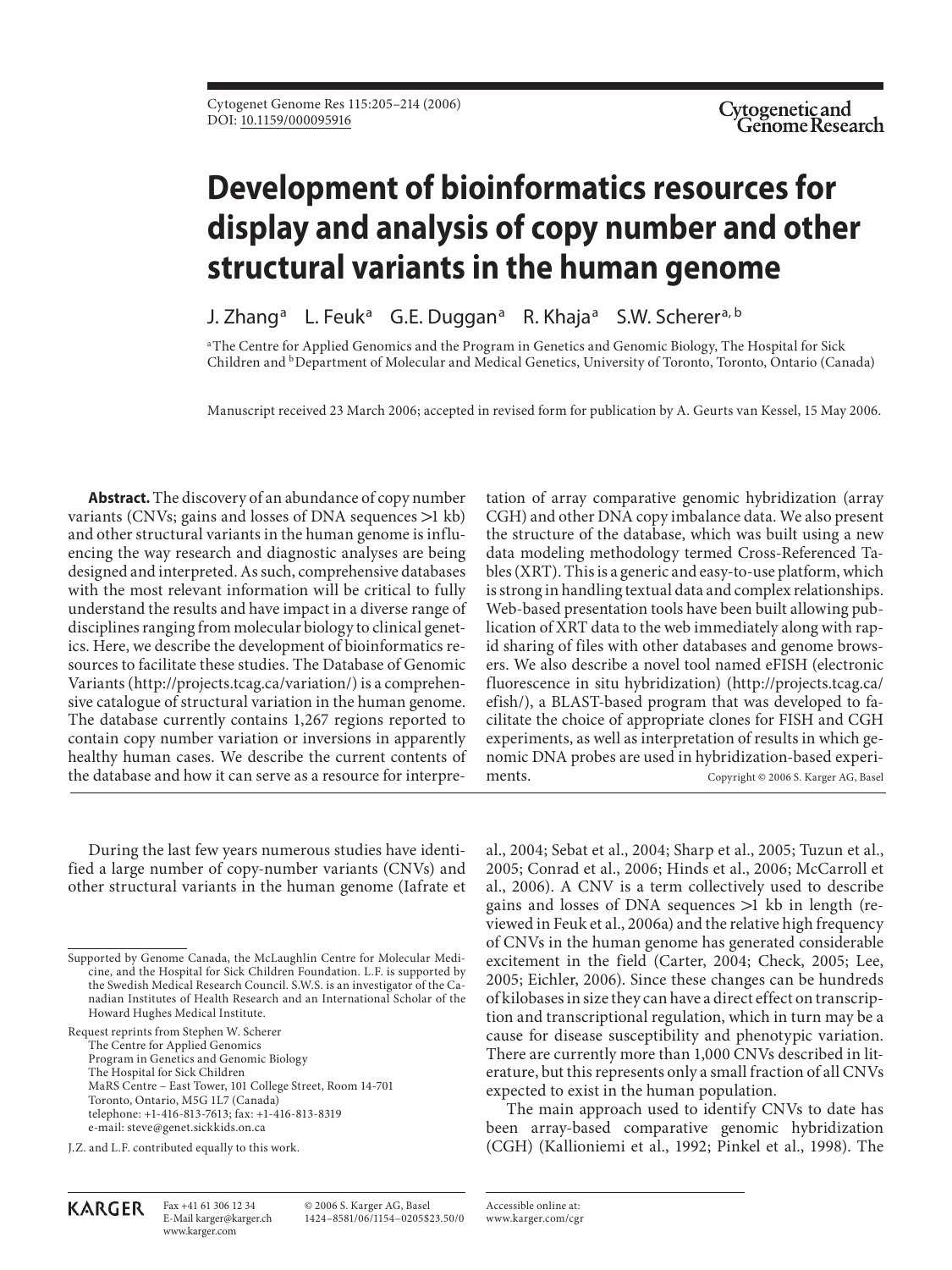# Development of bioinformatics resources for display and analysis of copy number and other structural variants in the human genome

J. Zhang[a] L. Feuk[a] G.E. Duggan[a] R. Khaja[a] S.W. Scherer[a, b]

[a]The Centre for Applied Genomics and the Program in Genetics and Genomic Biology, The Hospital for Sick Children and [b]Department of Molecular and Medical Genetics, University of Toronto, Toronto, Ontario (Canada)

Manuscript received 23 March 2006; accepted in revised form for publication by A. Geurts van Kessel, 15 May 2006.

**Abstract.** The discovery of an abundance of copy number variants (CNVs; gains and losses of DNA sequences >1 kb) and other structural variants in the human genome is influencing the way research and diagnostic analyses are being designed and interpreted. As such, comprehensive databases with the most relevant information will be critical to fully understand the results and have impact in a diverse range of disciplines ranging from molecular biology to clinical genetics. Here, we describe the development of bioinformatics resources to facilitate these studies. The Database of Genomic Variants (http://projects.tcag.ca/variation/) is a comprehensive catalogue of structural variation in the human genome. The database currently contains 1,267 regions reported to contain copy number variation or inversions in apparently healthy human cases. We describe the current contents of the database and how it can serve as a resource for interpretation of array comparative genomic hybridization (array CGH) and other DNA copy imbalance data. We also present the structure of the database, which was built using a new data modeling methodology termed Cross-Referenced Tables (XRT). This is a generic and easy-to-use platform, which is strong in handling textual data and complex relationships. Web-based presentation tools have been built allowing publication of XRT data to the web immediately along with rapid sharing of files with other databases and genome browsers. We also describe a novel tool named eFISH (electronic fluorescence in situ hybridization) (http://projects.tcag.ca/efish/), a BLAST-based program that was developed to facilitate the choice of appropriate clones for FISH and CGH experiments, as well as interpretation of results in which genomic DNA probes are used in hybridization-based experiments.

Copyright © 2006 S. Karger AG, Basel

During the last few years numerous studies have identified a large number of copy-number variants (CNVs) and other structural variants in the human genome (Iafrate et al., 2004; Sebat et al., 2004; Sharp et al., 2005; Tuzun et al., 2005; Conrad et al., 2006; Hinds et al., 2006; McCarroll et al., 2006). A CNV is a term collectively used to describe gains and losses of DNA sequences >1 kb in length (reviewed in Feuk et al., 2006a) and the relative high frequency of CNVs in the human genome has generated considerable excitement in the field (Carter, 2004; Check, 2005; Lee, 2005; Eichler, 2006). Since these changes can be hundreds of kilobases in size they can have a direct effect on transcription and transcriptional regulation, which in turn may be a cause for disease susceptibility and phenotypic variation. There are currently more than 1,000 CNVs described in literature, but this represents only a small fraction of all CNVs expected to exist in the human population.

The main approach used to identify CNVs to date has been array-based comparative genomic hybridization (CGH) (Kallioniemi et al., 1992; Pinkel et al., 1998). The

Supported by Genome Canada, the McLaughlin Centre for Molecular Medicine, and the Hospital for Sick Children Foundation. L.F. is supported by the Swedish Medical Research Council. S.W.S. is an investigator of the Canadian Institutes of Health Research and an International Scholar of the Howard Hughes Medical Institute.

Request reprints from Stephen W. Scherer
The Centre for Applied Genomics
Program in Genetics and Genomic Biology
The Hospital for Sick Children
MaRS Centre – East Tower, 101 College Street, Room 14-701
Toronto, Ontario, M5G 1L7 (Canada)
telephone: +1-416-813-7613; fax: +1-416-813-8319
e-mail: steve@genet.sickkids.on.ca

J.Z. and L.F. contributed equally to this work.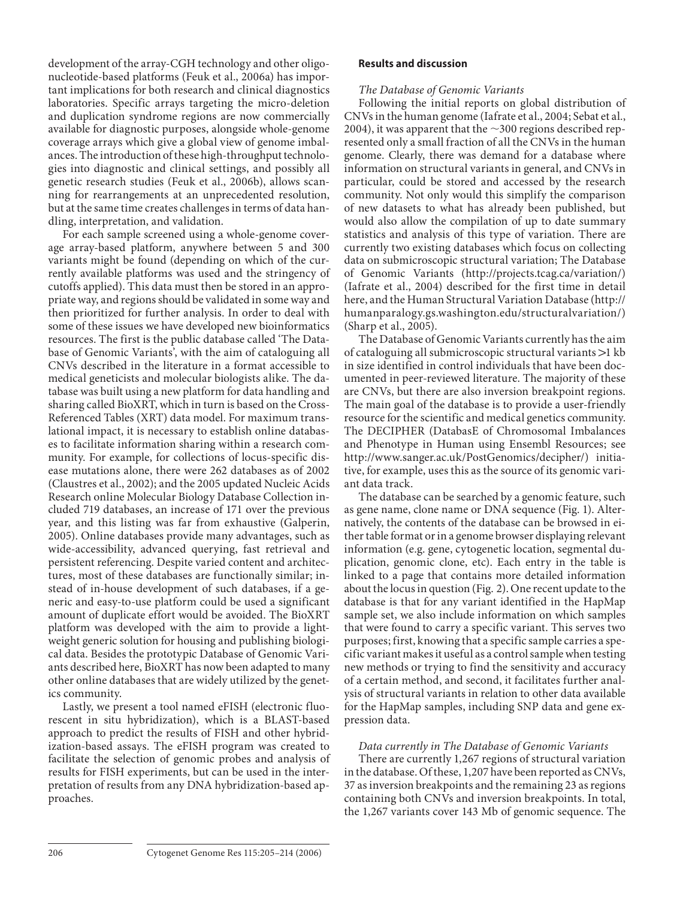development of the array-CGH technology and other oligonucleotide-based platforms (Feuk et al., 2006a) has important implications for both research and clinical diagnostics laboratories. Specific arrays targeting the micro-deletion and duplication syndrome regions are now commercially available for diagnostic purposes, alongside whole-genome coverage arrays which give a global view of genome imbalances. The introduction of these high-throughput technologies into diagnostic and clinical settings, and possibly all genetic research studies (Feuk et al., 2006b), allows scanning for rearrangements at an unprecedented resolution, but at the same time creates challenges in terms of data handling, interpretation, and validation.

For each sample screened using a whole-genome coverage array-based platform, anywhere between 5 and 300 variants might be found (depending on which of the currently available platforms was used and the stringency of cutoffs applied). This data must then be stored in an appropriate way, and regions should be validated in some way and then prioritized for further analysis. In order to deal with some of these issues we have developed new bioinformatics resources. The first is the public database called 'The Database of Genomic Variants', with the aim of cataloguing all CNVs described in the literature in a format accessible to medical geneticists and molecular biologists alike. The database was built using a new platform for data handling and sharing called BioXRT, which in turn is based on the Cross-Referenced Tables (XRT) data model. For maximum translational impact, it is necessary to establish online databases to facilitate information sharing within a research community. For example, for collections of locus-specific disease mutations alone, there were 262 databases as of 2002 (Claustres et al., 2002); and the 2005 updated Nucleic Acids Research online Molecular Biology Database Collection included 719 databases, an increase of 171 over the previous year, and this listing was far from exhaustive (Galperin, 2005). Online databases provide many advantages, such as wide-accessibility, advanced querying, fast retrieval and persistent referencing. Despite varied content and architectures, most of these databases are functionally similar; instead of in-house development of such databases, if a generic and easy-to-use platform could be used a significant amount of duplicate effort would be avoided. The BioXRT platform was developed with the aim to provide a lightweight generic solution for housing and publishing biological data. Besides the prototypic Database of Genomic Variants described here, BioXRT has now been adapted to many other online databases that are widely utilized by the genetics community.

Lastly, we present a tool named eFISH (electronic fluorescent in situ hybridization), which is a BLAST-based approach to predict the results of FISH and other hybridization-based assays. The eFISH program was created to facilitate the selection of genomic probes and analysis of results for FISH experiments, but can be used in the interpretation of results from any DNA hybridization-based approaches.

## Results and discussion

### *The Database of Genomic Variants*

Following the initial reports on global distribution of CNVs in the human genome (Iafrate et al., 2004; Sebat et al., 2004), it was apparent that the ~300 regions described represented only a small fraction of all the CNVs in the human genome. Clearly, there was demand for a database where information on structural variants in general, and CNVs in particular, could be stored and accessed by the research community. Not only would this simplify the comparison of new datasets to what has already been published, but would also allow the compilation of up to date summary statistics and analysis of this type of variation. There are currently two existing databases which focus on collecting data on submicroscopic structural variation; The Database of Genomic Variants (http://projects.tcag.ca/variation/) (Iafrate et al., 2004) described for the first time in detail here, and the Human Structural Variation Database (http://humanparalogy.gs.washington.edu/structuralvariation/) (Sharp et al., 2005).

The Database of Genomic Variants currently has the aim of cataloguing all submicroscopic structural variants >1 kb in size identified in control individuals that have been documented in peer-reviewed literature. The majority of these are CNVs, but there are also inversion breakpoint regions. The main goal of the database is to provide a user-friendly resource for the scientific and medical genetics community. The DECIPHER (DatabasE of Chromosomal Imbalances and Phenotype in Human using Ensembl Resources; see http://www.sanger.ac.uk/PostGenomics/decipher/) initiative, for example, uses this as the source of its genomic variant data track.

The database can be searched by a genomic feature, such as gene name, clone name or DNA sequence (Fig. 1). Alternatively, the contents of the database can be browsed in either table format or in a genome browser displaying relevant information (e.g. gene, cytogenetic location, segmental duplication, genomic clone, etc). Each entry in the table is linked to a page that contains more detailed information about the locus in question (Fig. 2). One recent update to the database is that for any variant identified in the HapMap sample set, we also include information on which samples that were found to carry a specific variant. This serves two purposes; first, knowing that a specific sample carries a specific variant makes it useful as a control sample when testing new methods or trying to find the sensitivity and accuracy of a certain method, and second, it facilitates further analysis of structural variants in relation to other data available for the HapMap samples, including SNP data and gene expression data.

### *Data currently in The Database of Genomic Variants*

There are currently 1,267 regions of structural variation in the database. Of these, 1,207 have been reported as CNVs, 37 as inversion breakpoints and the remaining 23 as regions containing both CNVs and inversion breakpoints. In total, the 1,267 variants cover 143 Mb of genomic sequence. The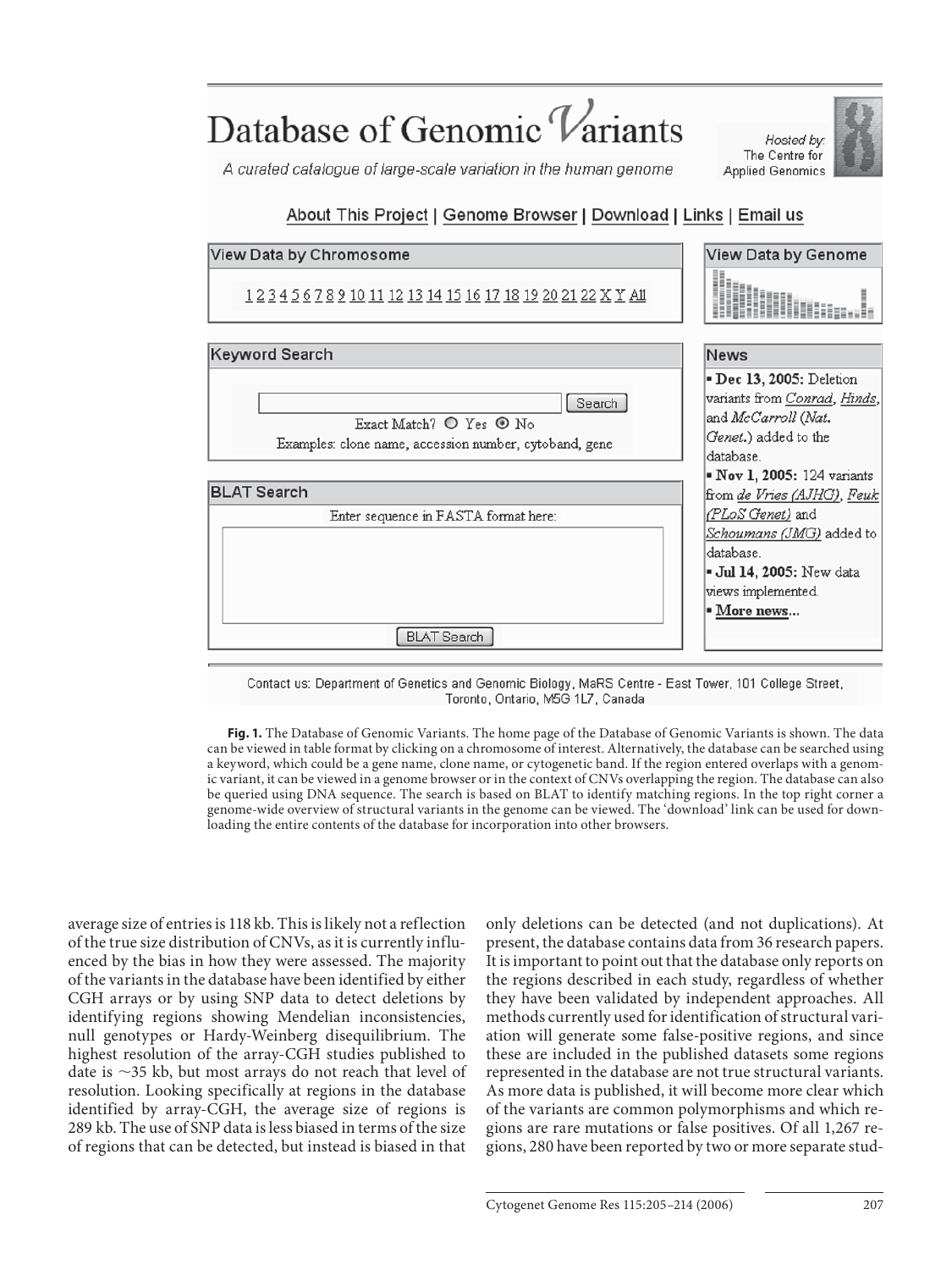**Fig. 1.** The Database of Genomic Variants. The home page of the Database of Genomic Variants is shown. The data can be viewed in table format by clicking on a chromosome of interest. Alternatively, the database can be searched using a keyword, which could be a gene name, clone name, or cytogenetic band. If the region entered overlaps with a genomic variant, it can be viewed in a genome browser or in the context of CNVs overlapping the region. The database can also be queried using DNA sequence. The search is based on BLAT to identify matching regions. In the top right corner a genome-wide overview of structural variants in the genome can be viewed. The 'download' link can be used for downloading the entire contents of the database for incorporation into other browsers.

average size of entries is 118 kb. This is likely not a reflection of the true size distribution of CNVs, as it is currently influenced by the bias in how they were assessed. The majority of the variants in the database have been identified by either CGH arrays or by using SNP data to detect deletions by identifying regions showing Mendelian inconsistencies, null genotypes or Hardy-Weinberg disequilibrium. The highest resolution of the array-CGH studies published to date is ~35 kb, but most arrays do not reach that level of resolution. Looking specifically at regions in the database identified by array-CGH, the average size of regions is 289 kb. The use of SNP data is less biased in terms of the size of regions that can be detected, but instead is biased in that only deletions can be detected (and not duplications). At present, the database contains data from 36 research papers. It is important to point out that the database only reports on the regions described in each study, regardless of whether they have been validated by independent approaches. All methods currently used for identification of structural variation will generate some false-positive regions, and since these are included in the published datasets some regions represented in the database are not true structural variants. As more data is published, it will become more clear which of the variants are common polymorphisms and which regions are rare mutations or false positives. Of all 1,267 regions, 280 have been reported by two or more separate stud-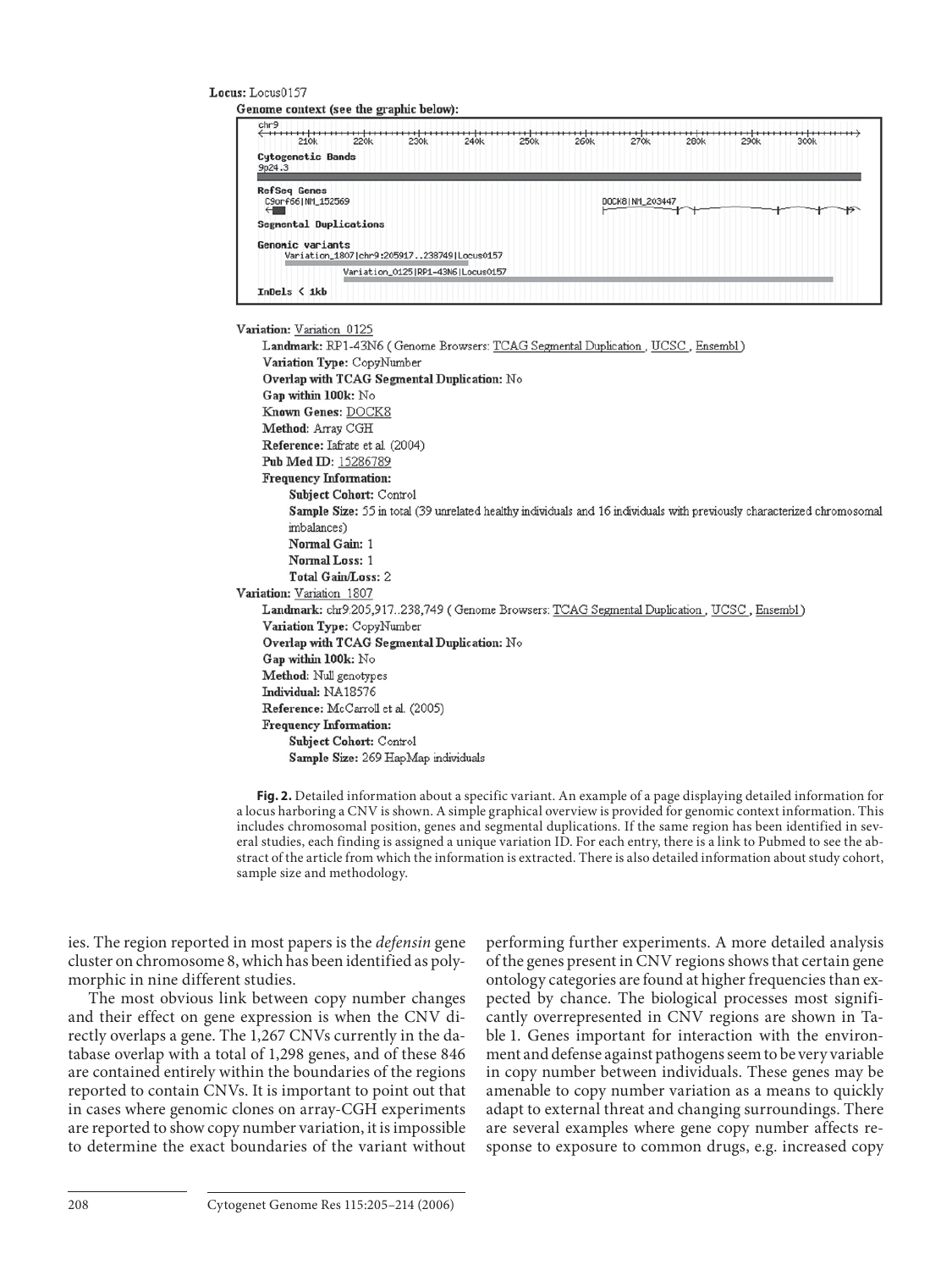Locus: Locus0157

Genome context (see the graphic below):

chr9

210k 220k 230k 240k 250k 260k 270k 280k 290k 300k

Cytogenetic Bands
9p24.3

RefSeq Genes
C9orf66|NM_152569

DOCK8|NM_203447

Segmental Duplications

Genomic variants
Variation_1807|chr9:205917..238749|Locus0157

Variation_0125|RP1-43N6|Locus0157

InDels < 1kb

Variation: Variation_0125

Landmark: RP1-43N6 ( Genome Browsers: TCAG Segmental Duplication , UCSC , Ensembl )
Variation Type: CopyNumber
Overlap with TCAG Segmental Duplication: No
Gap within 100k: No
Known Genes: DOCK8
Method: Array CGH
Reference: Iafrate et al. (2004)
Pub Med ID: 15286789
Frequency Information:
Subject Cohort: Control
Sample Size: 55 in total (39 unrelated healthy individuals and 16 individuals with previously characterized chromosomal imbalances)
Normal Gain: 1
Normal Loss: 1
Total Gain/Loss: 2

Variation: Variation_1807

Landmark: chr9:205,917..238,749 ( Genome Browsers: TCAG Segmental Duplication , UCSC , Ensembl )
Variation Type: CopyNumber
Overlap with TCAG Segmental Duplication: No
Gap within 100k: No
Method: Null genotypes
Individual: NA18576
Reference: McCarroll et al. (2005)
Frequency Information:
Subject Cohort: Control
Sample Size: 269 HapMap individuals

**Fig. 2.** Detailed information about a specific variant. An example of a page displaying detailed information for a locus harboring a CNV is shown. A simple graphical overview is provided for genomic context information. This includes chromosomal position, genes and segmental duplications. If the same region has been identified in several studies, each finding is assigned a unique variation ID. For each entry, there is a link to Pubmed to see the abstract of the article from which the information is extracted. There is also detailed information about study cohort, sample size and methodology.

ies. The region reported in most papers is the *defensin* gene cluster on chromosome 8, which has been identified as polymorphic in nine different studies.

The most obvious link between copy number changes and their effect on gene expression is when the CNV directly overlaps a gene. The 1,267 CNVs currently in the database overlap with a total of 1,298 genes, and of these 846 are contained entirely within the boundaries of the regions reported to contain CNVs. It is important to point out that in cases where genomic clones on array-CGH experiments are reported to show copy number variation, it is impossible to determine the exact boundaries of the variant without performing further experiments. A more detailed analysis of the genes present in CNV regions shows that certain gene ontology categories are found at higher frequencies than expected by chance. The biological processes most significantly overrepresented in CNV regions are shown in Table 1. Genes important for interaction with the environment and defense against pathogens seem to be very variable in copy number between individuals. These genes may be amenable to copy number variation as a means to quickly adapt to external threat and changing surroundings. There are several examples where gene copy number affects response to exposure to common drugs, e.g. increased copy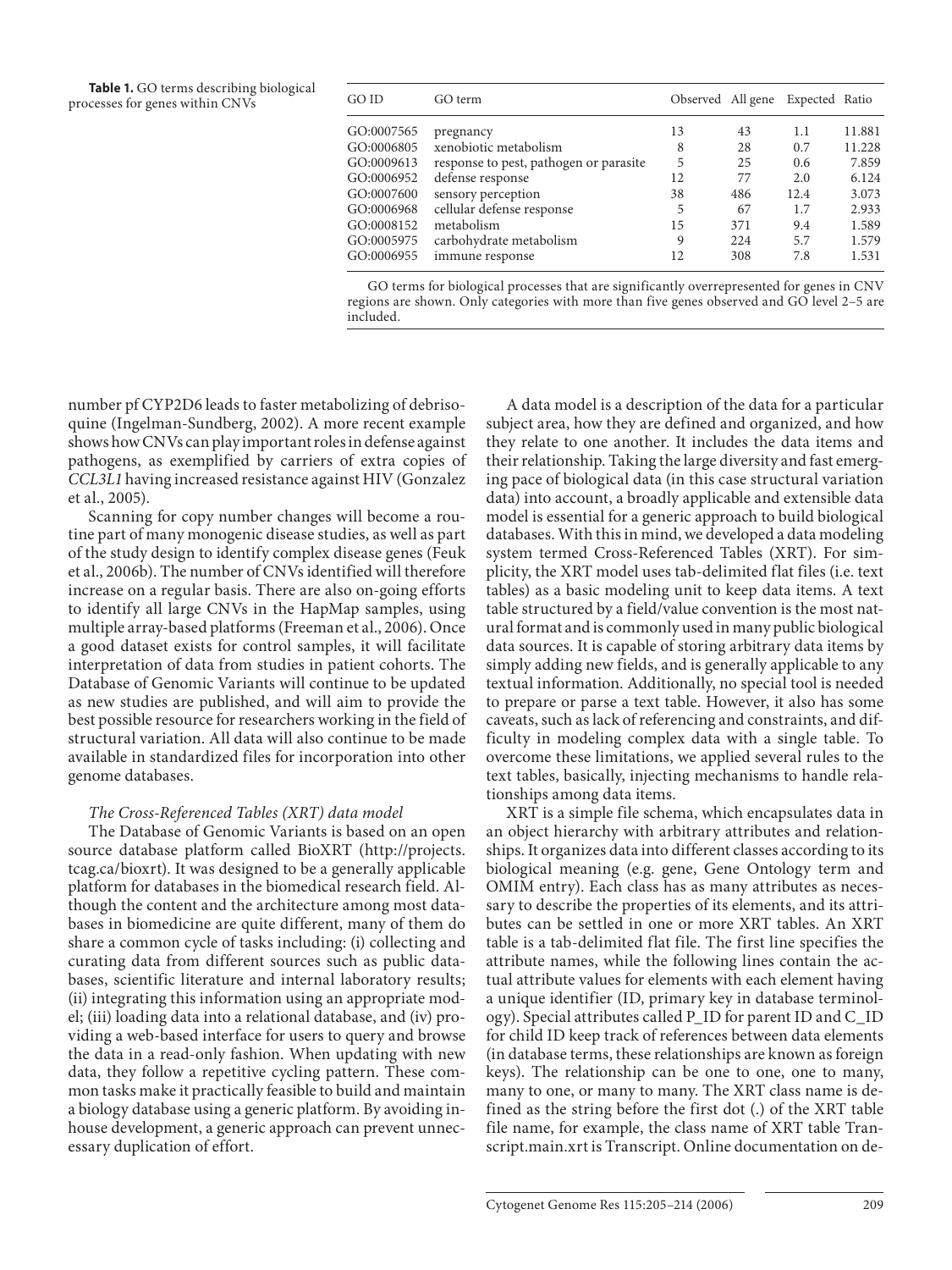**Table 1.** GO terms describing biological processes for genes within CNVs

| GO ID | GO term | Observed | All gene | Expected | Ratio |
|---|---|---|---|---|---|
| GO:0007565 | pregnancy | 13 | 43 | 1.1 | 11.881 |
| GO:0006805 | xenobiotic metabolism | 8 | 28 | 0.7 | 11.228 |
| GO:0009613 | response to pest, pathogen or parasite | 5 | 25 | 0.6 | 7.859 |
| GO:0006952 | defense response | 12 | 77 | 2.0 | 6.124 |
| GO:0007600 | sensory perception | 38 | 486 | 12.4 | 3.073 |
| GO:0006968 | cellular defense response | 5 | 67 | 1.7 | 2.933 |
| GO:0008152 | metabolism | 15 | 371 | 9.4 | 1.589 |
| GO:0005975 | carbohydrate metabolism | 9 | 224 | 5.7 | 1.579 |
| GO:0006955 | immune response | 12 | 308 | 7.8 | 1.531 |

GO terms for biological processes that are significantly overrepresented for genes in CNV regions are shown. Only categories with more than five genes observed and GO level 2–5 are included.

number pf CYP2D6 leads to faster metabolizing of debrisoquine (Ingelman-Sundberg, 2002). A more recent example shows how CNVs can play important roles in defense against pathogens, as exemplified by carriers of extra copies of *CCL3L1* having increased resistance against HIV (Gonzalez et al., 2005).

Scanning for copy number changes will become a routine part of many monogenic disease studies, as well as part of the study design to identify complex disease genes (Feuk et al., 2006b). The number of CNVs identified will therefore increase on a regular basis. There are also on-going efforts to identify all large CNVs in the HapMap samples, using multiple array-based platforms (Freeman et al., 2006). Once a good dataset exists for control samples, it will facilitate interpretation of data from studies in patient cohorts. The Database of Genomic Variants will continue to be updated as new studies are published, and will aim to provide the best possible resource for researchers working in the field of structural variation. All data will also continue to be made available in standardized files for incorporation into other genome databases.

*The Cross-Referenced Tables (XRT) data model*

The Database of Genomic Variants is based on an open source database platform called BioXRT (http://projects.tcag.ca/bioxrt). It was designed to be a generally applicable platform for databases in the biomedical research field. Although the content and the architecture among most databases in biomedicine are quite different, many of them do share a common cycle of tasks including: (i) collecting and curating data from different sources such as public databases, scientific literature and internal laboratory results; (ii) integrating this information using an appropriate model; (iii) loading data into a relational database, and (iv) providing a web-based interface for users to query and browse the data in a read-only fashion. When updating with new data, they follow a repetitive cycling pattern. These common tasks make it practically feasible to build and maintain a biology database using a generic platform. By avoiding in-house development, a generic approach can prevent unnecessary duplication of effort.

A data model is a description of the data for a particular subject area, how they are defined and organized, and how they relate to one another. It includes the data items and their relationship. Taking the large diversity and fast emerging pace of biological data (in this case structural variation data) into account, a broadly applicable and extensible data model is essential for a generic approach to build biological databases. With this in mind, we developed a data modeling system termed Cross-Referenced Tables (XRT). For simplicity, the XRT model uses tab-delimited flat files (i.e. text tables) as a basic modeling unit to keep data items. A text table structured by a field/value convention is the most natural format and is commonly used in many public biological data sources. It is capable of storing arbitrary data items by simply adding new fields, and is generally applicable to any textual information. Additionally, no special tool is needed to prepare or parse a text table. However, it also has some caveats, such as lack of referencing and constraints, and difficulty in modeling complex data with a single table. To overcome these limitations, we applied several rules to the text tables, basically, injecting mechanisms to handle relationships among data items.

XRT is a simple file schema, which encapsulates data in an object hierarchy with arbitrary attributes and relationships. It organizes data into different classes according to its biological meaning (e.g. gene, Gene Ontology term and OMIM entry). Each class has as many attributes as necessary to describe the properties of its elements, and its attributes can be settled in one or more XRT tables. An XRT table is a tab-delimited flat file. The first line specifies the attribute names, while the following lines contain the actual attribute values for elements with each element having a unique identifier (ID, primary key in database terminology). Special attributes called P_ID for parent ID and C_ID for child ID keep track of references between data elements (in database terms, these relationships are known as foreign keys). The relationship can be one to one, one to many, many to one, or many to many. The XRT class name is defined as the string before the first dot (.) of the XRT table file name, for example, the class name of XRT table Transcript.main.xrt is Transcript. Online documentation on de-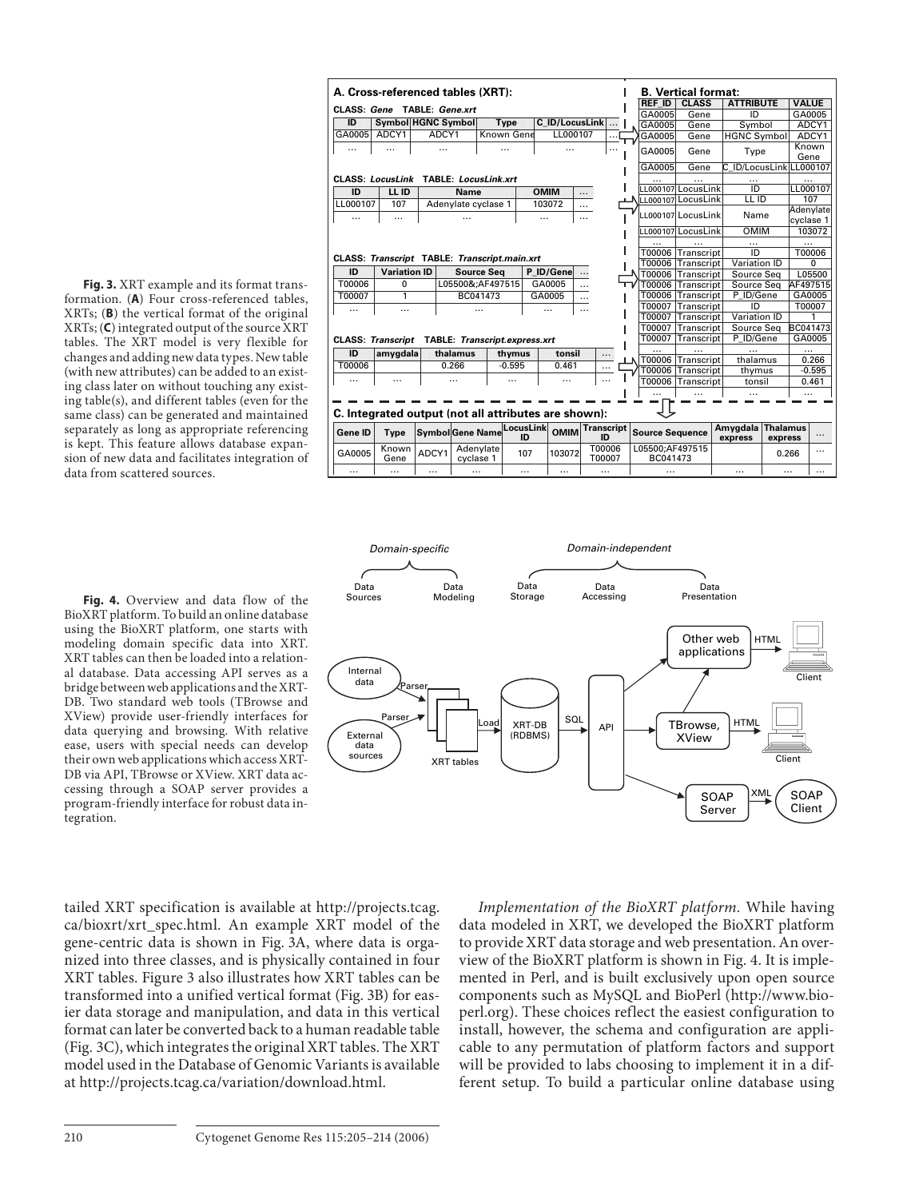**Fig. 3.** XRT example and its format transformation. (**A**) Four cross-referenced tables, XRTs; (**B**) the vertical format of the original XRTs; (**C**) integrated output of the source XRT tables. The XRT model is very flexible for changes and adding new data types. New table (with new attributes) can be added to an existing class later on without touching any existing table(s), and different tables (even for the same class) can be generated and maintained separately as long as appropriate referencing is kept. This feature allows database expansion of new data and facilitates integration of data from scattered sources.

**Fig. 4.** Overview and data flow of the BioXRT platform. To build an online database using the BioXRT platform, one starts with modeling domain specific data into XRT. XRT tables can then be loaded into a relational database. Data accessing API serves as a bridge between web applications and the XRT-DB. Two standard web tools (TBrowse and XView) provide user-friendly interfaces for data querying and browsing. With relative ease, users with special needs can develop their own web applications which access XRT-DB via API, TBrowse or XView. XRT data accessing through a SOAP server provides a program-friendly interface for robust data integration.

tailed XRT specification is available at http://projects.tcag.ca/bioxrt/xrt_spec.html. An example XRT model of the gene-centric data is shown in Fig. 3A, where data is organized into three classes, and is physically contained in four XRT tables. Figure 3 also illustrates how XRT tables can be transformed into a unified vertical format (Fig. 3B) for easier data storage and manipulation, and data in this vertical format can later be converted back to a human readable table (Fig. 3C), which integrates the original XRT tables. The XRT model used in the Database of Genomic Variants is available at http://projects.tcag.ca/variation/download.html.

*Implementation of the BioXRT platform.* While having data modeled in XRT, we developed the BioXRT platform to provide XRT data storage and web presentation. An overview of the BioXRT platform is shown in Fig. 4. It is implemented in Perl, and is built exclusively upon open source components such as MySQL and BioPerl (http://www.bioperl.org). These choices reflect the easiest configuration to install, however, the schema and configuration are applicable to any permutation of platform factors and support will be provided to labs choosing to implement it in a different setup. To build a particular online database using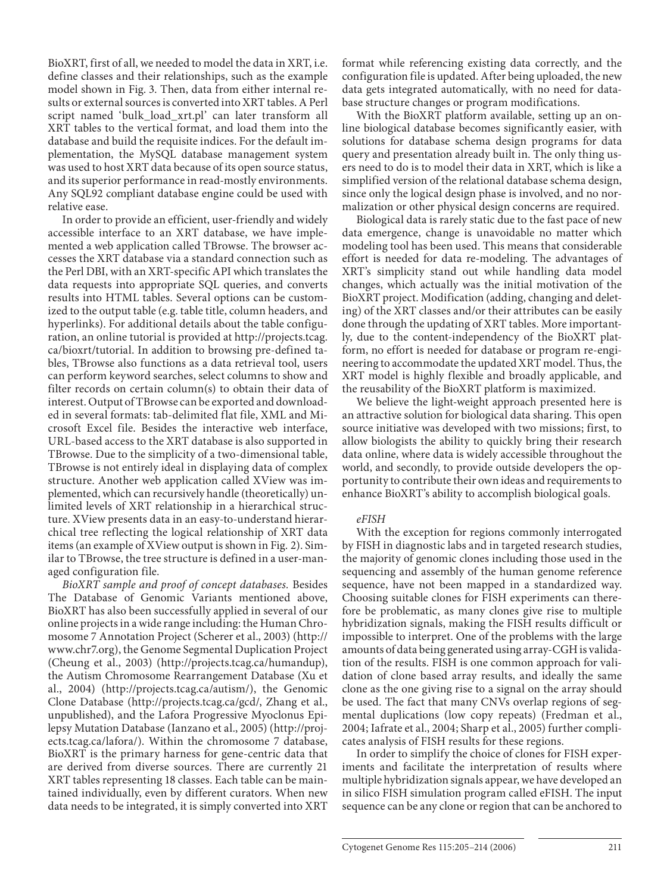BioXRT, first of all, we needed to model the data in XRT, i.e. define classes and their relationships, such as the example model shown in Fig. 3. Then, data from either internal results or external sources is converted into XRT tables. A Perl script named 'bulk_load_xrt.pl' can later transform all XRT tables to the vertical format, and load them into the database and build the requisite indices. For the default implementation, the MySQL database management system was used to host XRT data because of its open source status, and its superior performance in read-mostly environments. Any SQL92 compliant database engine could be used with relative ease.

In order to provide an efficient, user-friendly and widely accessible interface to an XRT database, we have implemented a web application called TBrowse. The browser accesses the XRT database via a standard connection such as the Perl DBI, with an XRT-specific API which translates the data requests into appropriate SQL queries, and converts results into HTML tables. Several options can be customized to the output table (e.g. table title, column headers, and hyperlinks). For additional details about the table configuration, an online tutorial is provided at http://projects.tcag.ca/bioxrt/tutorial. In addition to browsing pre-defined tables, TBrowse also functions as a data retrieval tool, users can perform keyword searches, select columns to show and filter records on certain column(s) to obtain their data of interest. Output of TBrowse can be exported and downloaded in several formats: tab-delimited flat file, XML and Microsoft Excel file. Besides the interactive web interface, URL-based access to the XRT database is also supported in TBrowse. Due to the simplicity of a two-dimensional table, TBrowse is not entirely ideal in displaying data of complex structure. Another web application called XView was implemented, which can recursively handle (theoretically) unlimited levels of XRT relationship in a hierarchical structure. XView presents data in an easy-to-understand hierarchical tree reflecting the logical relationship of XRT data items (an example of XView output is shown in Fig. 2). Similar to TBrowse, the tree structure is defined in a user-managed configuration file.

*BioXRT sample and proof of concept databases.* Besides The Database of Genomic Variants mentioned above, BioXRT has also been successfully applied in several of our online projects in a wide range including: the Human Chromosome 7 Annotation Project (Scherer et al., 2003) (http://www.chr7.org), the Genome Segmental Duplication Project (Cheung et al., 2003) (http://projects.tcag.ca/humandup), the Autism Chromosome Rearrangement Database (Xu et al., 2004) (http://projects.tcag.ca/autism/), the Genomic Clone Database (http://projects.tcag.ca/gcd/, Zhang et al., unpublished), and the Lafora Progressive Myoclonus Epilepsy Mutation Database (Ianzano et al., 2005) (http://projects.tcag.ca/lafora/). Within the chromosome 7 database, BioXRT is the primary harness for gene-centric data that are derived from diverse sources. There are currently 21 XRT tables representing 18 classes. Each table can be maintained individually, even by different curators. When new data needs to be integrated, it is simply converted into XRT format while referencing existing data correctly, and the configuration file is updated. After being uploaded, the new data gets integrated automatically, with no need for database structure changes or program modifications.

With the BioXRT platform available, setting up an online biological database becomes significantly easier, with solutions for database schema design programs for data query and presentation already built in. The only thing users need to do is to model their data in XRT, which is like a simplified version of the relational database schema design, since only the logical design phase is involved, and no normalization or other physical design concerns are required.

Biological data is rarely static due to the fast pace of new data emergence, change is unavoidable no matter which modeling tool has been used. This means that considerable effort is needed for data re-modeling. The advantages of XRT's simplicity stand out while handling data model changes, which actually was the initial motivation of the BioXRT project. Modification (adding, changing and deleting) of the XRT classes and/or their attributes can be easily done through the updating of XRT tables. More importantly, due to the content-independency of the BioXRT platform, no effort is needed for database or program re-engineering to accommodate the updated XRT model. Thus, the XRT model is highly flexible and broadly applicable, and the reusability of the BioXRT platform is maximized.

We believe the light-weight approach presented here is an attractive solution for biological data sharing. This open source initiative was developed with two missions; first, to allow biologists the ability to quickly bring their research data online, where data is widely accessible throughout the world, and secondly, to provide outside developers the opportunity to contribute their own ideas and requirements to enhance BioXRT's ability to accomplish biological goals.

*eFISH*

With the exception for regions commonly interrogated by FISH in diagnostic labs and in targeted research studies, the majority of genomic clones including those used in the sequencing and assembly of the human genome reference sequence, have not been mapped in a standardized way. Choosing suitable clones for FISH experiments can therefore be problematic, as many clones give rise to multiple hybridization signals, making the FISH results difficult or impossible to interpret. One of the problems with the large amounts of data being generated using array-CGH is validation of the results. FISH is one common approach for validation of clone based array results, and ideally the same clone as the one giving rise to a signal on the array should be used. The fact that many CNVs overlap regions of segmental duplications (low copy repeats) (Fredman et al., 2004; Iafrate et al., 2004; Sharp et al., 2005) further complicates analysis of FISH results for these regions.

In order to simplify the choice of clones for FISH experiments and facilitate the interpretation of results where multiple hybridization signals appear, we have developed an in silico FISH simulation program called eFISH. The input sequence can be any clone or region that can be anchored to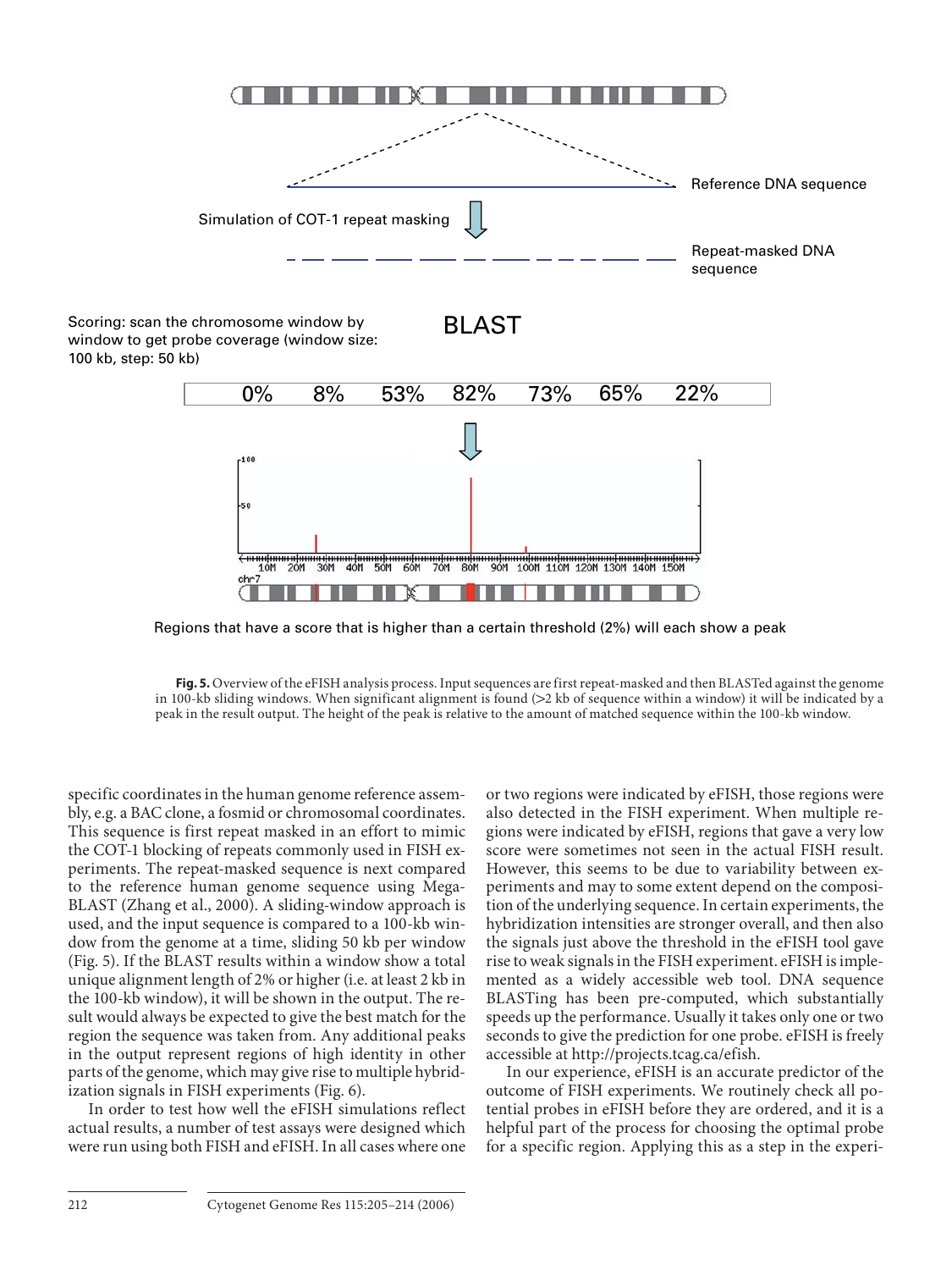Reference DNA sequence

Simulation of COT-1 repeat masking

Repeat-masked DNA sequence

Scoring: scan the chromosome window by window to get probe coverage (window size: 100 kb, step: 50 kb)

BLAST

0% 8% 53% 82% 73% 65% 22%

Regions that have a score that is higher than a certain threshold (2%) will each show a peak

**Fig. 5.** Overview of the eFISH analysis process. Input sequences are first repeat-masked and then BLASTed against the genome in 100-kb sliding windows. When significant alignment is found (>2 kb of sequence within a window) it will be indicated by a peak in the result output. The height of the peak is relative to the amount of matched sequence within the 100-kb window.

specific coordinates in the human genome reference assembly, e.g. a BAC clone, a fosmid or chromosomal coordinates. This sequence is first repeat masked in an effort to mimic the COT-1 blocking of repeats commonly used in FISH experiments. The repeat-masked sequence is next compared to the reference human genome sequence using Mega-BLAST (Zhang et al., 2000). A sliding-window approach is used, and the input sequence is compared to a 100-kb window from the genome at a time, sliding 50 kb per window (Fig. 5). If the BLAST results within a window show a total unique alignment length of 2% or higher (i.e. at least 2 kb in the 100-kb window), it will be shown in the output. The result would always be expected to give the best match for the region the sequence was taken from. Any additional peaks in the output represent regions of high identity in other parts of the genome, which may give rise to multiple hybridization signals in FISH experiments (Fig. 6).

In order to test how well the eFISH simulations reflect actual results, a number of test assays were designed which were run using both FISH and eFISH. In all cases where one or two regions were indicated by eFISH, those regions were also detected in the FISH experiment. When multiple regions were indicated by eFISH, regions that gave a very low score were sometimes not seen in the actual FISH result. However, this seems to be due to variability between experiments and may to some extent depend on the composition of the underlying sequence. In certain experiments, the hybridization intensities are stronger overall, and then also the signals just above the threshold in the eFISH tool gave rise to weak signals in the FISH experiment. eFISH is implemented as a widely accessible web tool. DNA sequence BLASTing has been pre-computed, which substantially speeds up the performance. Usually it takes only one or two seconds to give the prediction for one probe. eFISH is freely accessible at http://projects.tcag.ca/efish.

In our experience, eFISH is an accurate predictor of the outcome of FISH experiments. We routinely check all potential probes in eFISH before they are ordered, and it is a helpful part of the process for choosing the optimal probe for a specific region. Applying this as a step in the experi-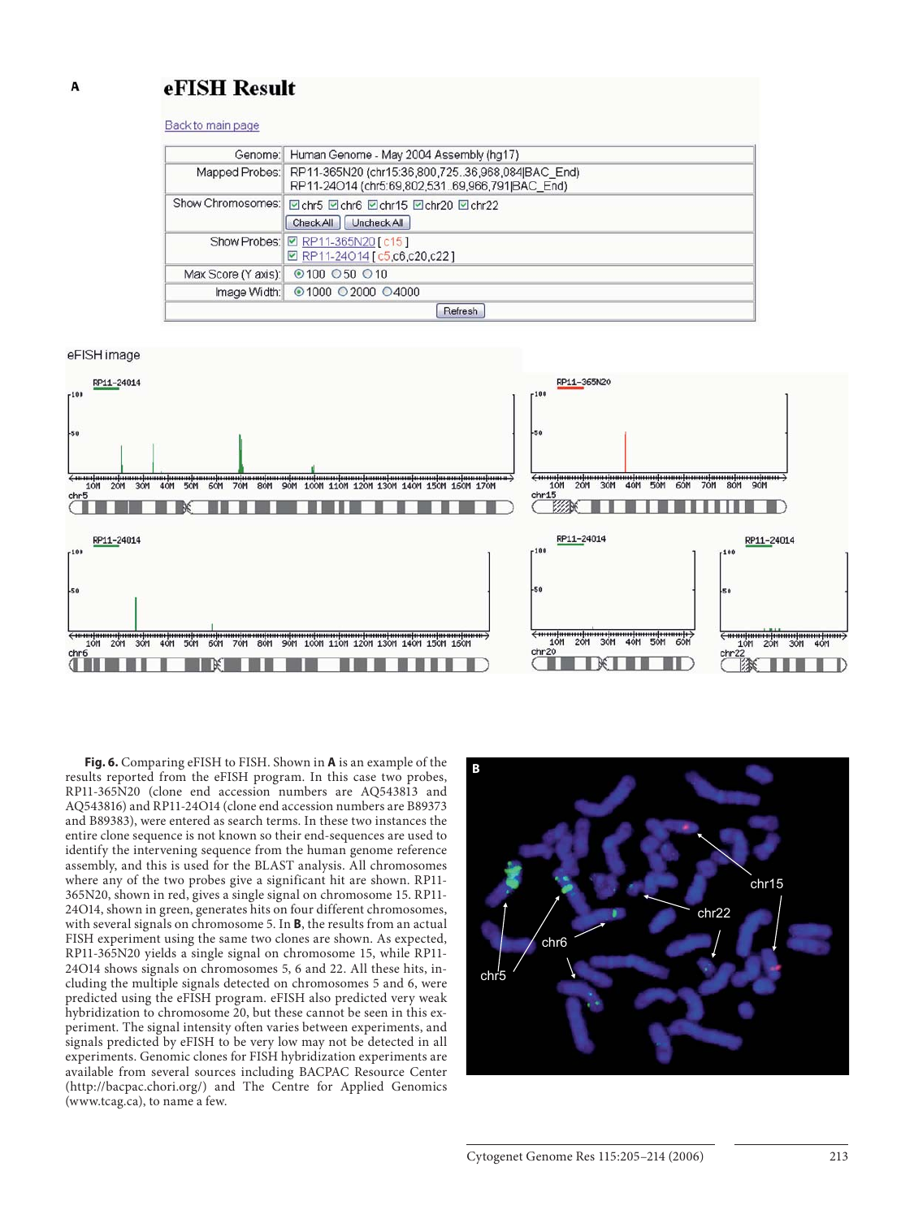**Fig. 6.** Comparing eFISH to FISH. Shown in **A** is an example of the results reported from the eFISH program. In this case two probes, RP11-365N20 (clone end accession numbers are AQ543813 and AQ543816) and RP11-24O14 (clone end accession numbers are B89373 and B89383), were entered as search terms. In these two instances the entire clone sequence is not known so their end-sequences are used to identify the intervening sequence from the human genome reference assembly, and this is used for the BLAST analysis. All chromosomes where any of the two probes give a significant hit are shown. RP11-365N20, shown in red, gives a single signal on chromosome 15. RP11-24O14, shown in green, generates hits on four different chromosomes, with several signals on chromosome 5. In **B**, the results from an actual FISH experiment using the same two clones are shown. As expected, RP11-365N20 yields a single signal on chromosome 15, while RP11-24O14 shows signals on chromosomes 5, 6 and 22. All these hits, including the multiple signals detected on chromosomes 5 and 6, were predicted using the eFISH program. eFISH also predicted very weak hybridization to chromosome 20, but these cannot be seen in this experiment. The signal intensity often varies between experiments, and signals predicted by eFISH to be very low may not be detected in all experiments. Genomic clones for FISH hybridization experiments are available from several sources including BACPAC Resource Center (http://bacpac.chori.org/) and The Centre for Applied Genomics (www.tcag.ca), to name a few.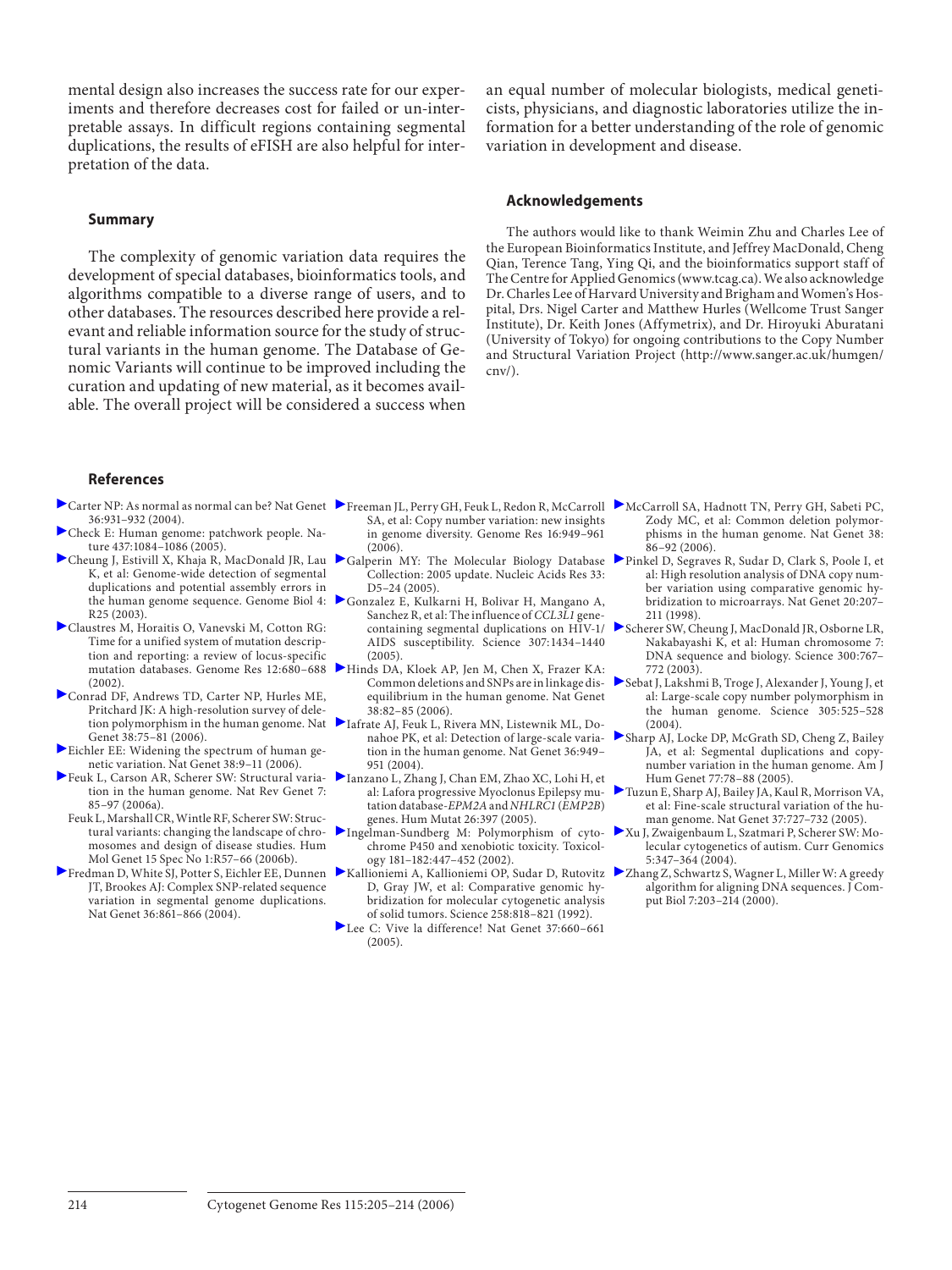mental design also increases the success rate for our experiments and therefore decreases cost for failed or un-interpretable assays. In difficult regions containing segmental duplications, the results of eFISH are also helpful for interpretation of the data.

## Summary

The complexity of genomic variation data requires the development of special databases, bioinformatics tools, and algorithms compatible to a diverse range of users, and to other databases. The resources described here provide a relevant and reliable information source for the study of structural variants in the human genome. The Database of Genomic Variants will continue to be improved including the curation and updating of new material, as it becomes available. The overall project will be considered a success when an equal number of molecular biologists, medical geneticists, physicians, and diagnostic laboratories utilize the information for a better understanding of the role of genomic variation in development and disease.

## Acknowledgements

The authors would like to thank Weimin Zhu and Charles Lee of the European Bioinformatics Institute, and Jeffrey MacDonald, Cheng Qian, Terence Tang, Ying Qi, and the bioinformatics support staff of The Centre for Applied Genomics (www.tcag.ca). We also acknowledge Dr. Charles Lee of Harvard University and Brigham and Women's Hospital, Drs. Nigel Carter and Matthew Hurles (Wellcome Trust Sanger Institute), Dr. Keith Jones (Affymetrix), and Dr. Hiroyuki Aburatani (University of Tokyo) for ongoing contributions to the Copy Number and Structural Variation Project (http://www.sanger.ac.uk/humgen/cnv/).

## References

- Carter NP: As normal as normal can be? Nat Genet 36:931–932 (2004).
- Check E: Human genome: patchwork people. Nature 437:1084–1086 (2005).
- Cheung J, Estivill X, Khaja R, MacDonald JR, Lau K, et al: Genome-wide detection of segmental duplications and potential assembly errors in the human genome sequence. Genome Biol 4: R25 (2003).
- Claustres M, Horaitis O, Vanevski M, Cotton RG: Time for a unified system of mutation description and reporting: a review of locus-specific mutation databases. Genome Res 12:680–688 (2002).
- Conrad DF, Andrews TD, Carter NP, Hurles ME, Pritchard JK: A high-resolution survey of deletion polymorphism in the human genome. Nat Genet 38:75–81 (2006).
- Eichler EE: Widening the spectrum of human genetic variation. Nat Genet 38:9–11 (2006).
- Feuk L, Carson AR, Scherer SW: Structural variation in the human genome. Nat Rev Genet 7: 85–97 (2006a).
- Feuk L, Marshall CR, Wintle RF, Scherer SW: Structural variants: changing the landscape of chromosomes and design of disease studies. Hum Mol Genet 15 Spec No 1:R57–66 (2006b).
- Fredman D, White SJ, Potter S, Eichler EE, Dunnen JT, Brookes AJ: Complex SNP-related sequence variation in segmental genome duplications. Nat Genet 36:861–866 (2004).
- Freeman JL, Perry GH, Feuk L, Redon R, McCarroll SA, et al: Copy number variation: new insights in genome diversity. Genome Res 16:949–961 (2006).
- Galperin MY: The Molecular Biology Database Collection: 2005 update. Nucleic Acids Res 33: D5–24 (2005).
- Gonzalez E, Kulkarni H, Bolivar H, Mangano A, Sanchez R, et al: The influence of *CCL3L1* gene-containing segmental duplications on HIV-1/AIDS susceptibility. Science 307:1434–1440 (2005).
- Hinds DA, Kloek AP, Jen M, Chen X, Frazer KA: Common deletions and SNPs are in linkage disequilibrium in the human genome. Nat Genet 38:82–85 (2006).
- Iafrate AJ, Feuk L, Rivera MN, Listewnik ML, Donahoe PK, et al: Detection of large-scale variation in the human genome. Nat Genet 36:949–951 (2004).
- Ianzano L, Zhang J, Chan EM, Zhao XC, Lohi H, et al: Lafora progressive Myoclonus Epilepsy mutation database-*EPM2A* and *NHLRC1* (*EMP2B*) genes. Hum Mutat 26:397 (2005).
- Ingelman-Sundberg M: Polymorphism of cytochrome P450 and xenobiotic toxicity. Toxicology 181–182:447–452 (2002).
- Kallioniemi A, Kallioniemi OP, Sudar D, Rutovitz D, Gray JW, et al: Comparative genomic hybridization for molecular cytogenetic analysis of solid tumors. Science 258:818–821 (1992).
- Lee C: Vive la difference! Nat Genet 37:660–661 (2005).
- McCarroll SA, Hadnott TN, Perry GH, Sabeti PC, Zody MC, et al: Common deletion polymorphisms in the human genome. Nat Genet 38: 86–92 (2006).
- Pinkel D, Segraves R, Sudar D, Clark S, Poole I, et al: High resolution analysis of DNA copy number variation using comparative genomic hybridization to microarrays. Nat Genet 20:207–211 (1998).
- Scherer SW, Cheung J, MacDonald JR, Osborne LR, Nakabayashi K, et al: Human chromosome 7: DNA sequence and biology. Science 300:767–772 (2003).
- Sebat J, Lakshmi B, Troge J, Alexander J, Young J, et al: Large-scale copy number polymorphism in the human genome. Science 305:525–528 (2004).
- Sharp AJ, Locke DP, McGrath SD, Cheng Z, Bailey JA, et al: Segmental duplications and copy-number variation in the human genome. Am J Hum Genet 77:78–88 (2005).
- Tuzun E, Sharp AJ, Bailey JA, Kaul R, Morrison VA, et al: Fine-scale structural variation of the human genome. Nat Genet 37:727–732 (2005).
- Xu J, Zwaigenbaum L, Szatmari P, Scherer SW: Molecular cytogenetics of autism. Curr Genomics 5:347–364 (2004).
- Zhang Z, Schwartz S, Wagner L, Miller W: A greedy algorithm for aligning DNA sequences. J Comput Biol 7:203–214 (2000).